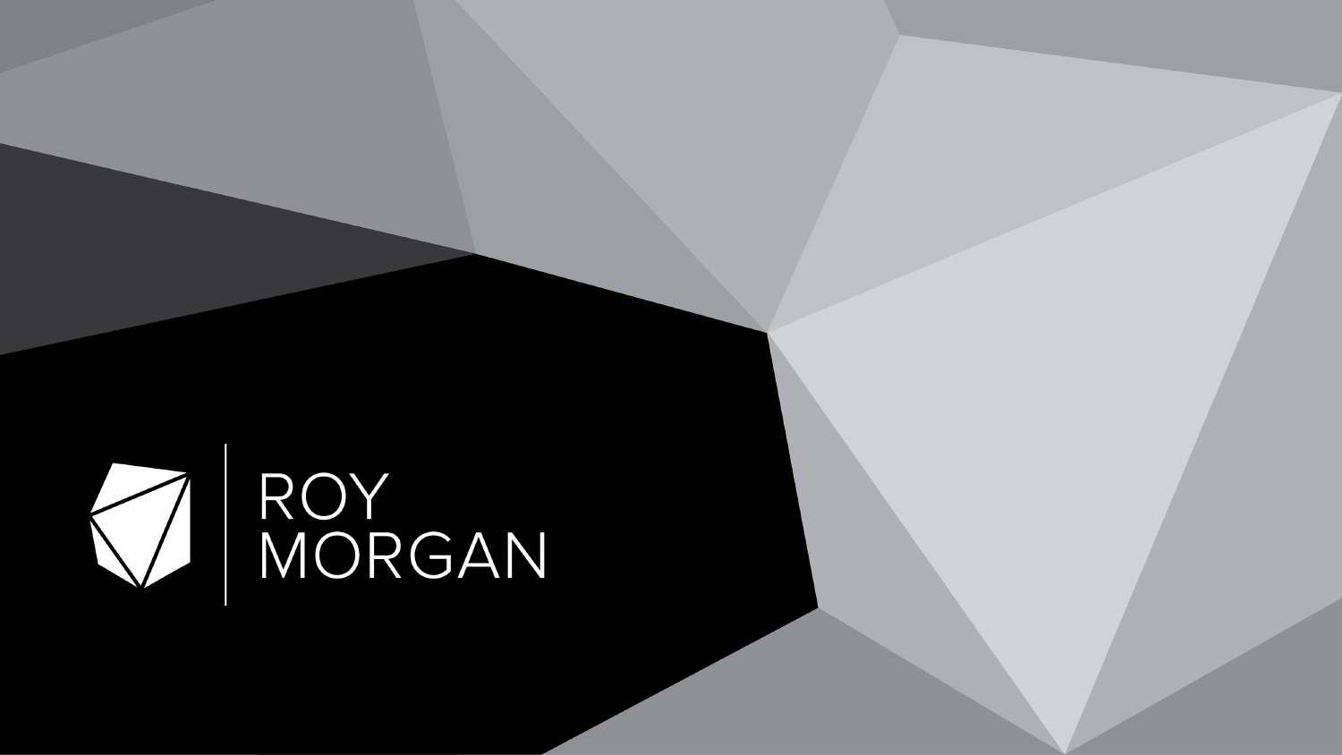ROY
MORGAN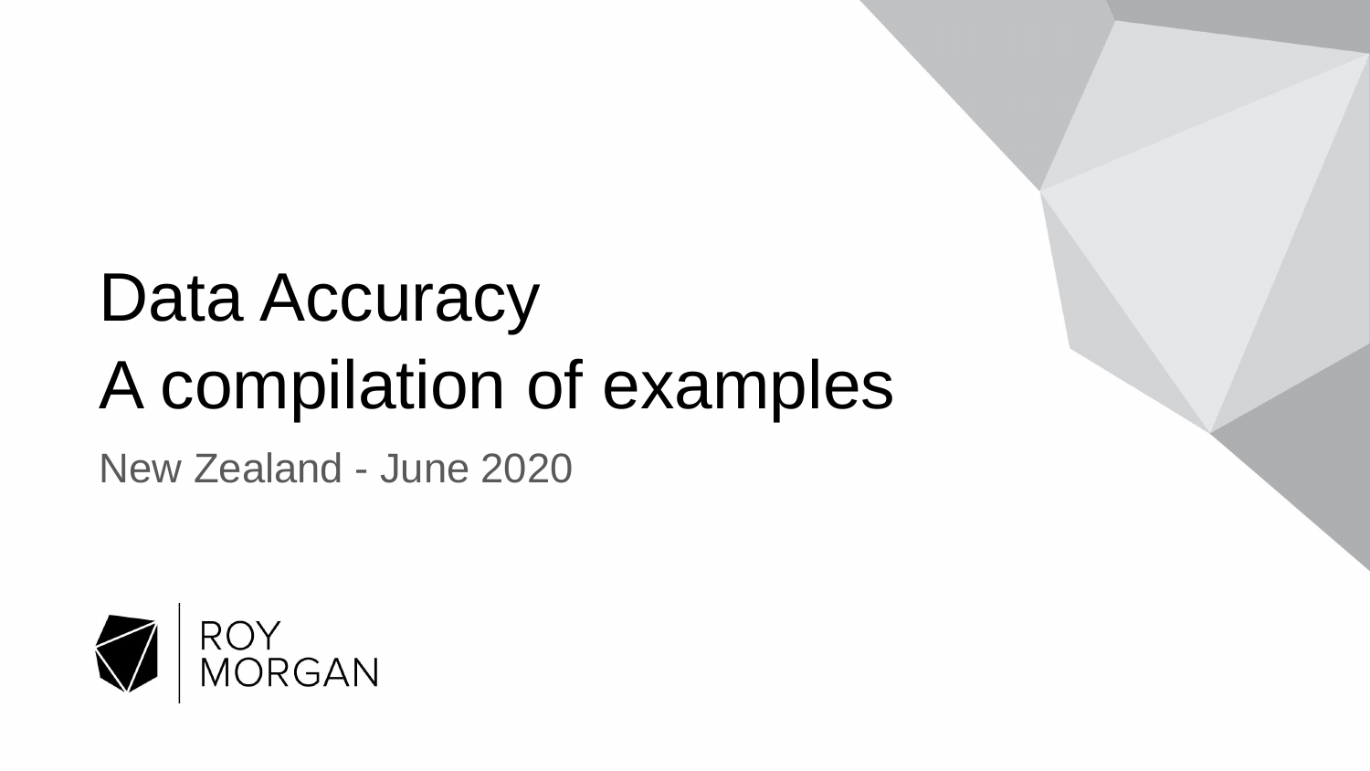# Data Accuracy
# A compilation of examples

New Zealand - June 2020

ROY MORGAN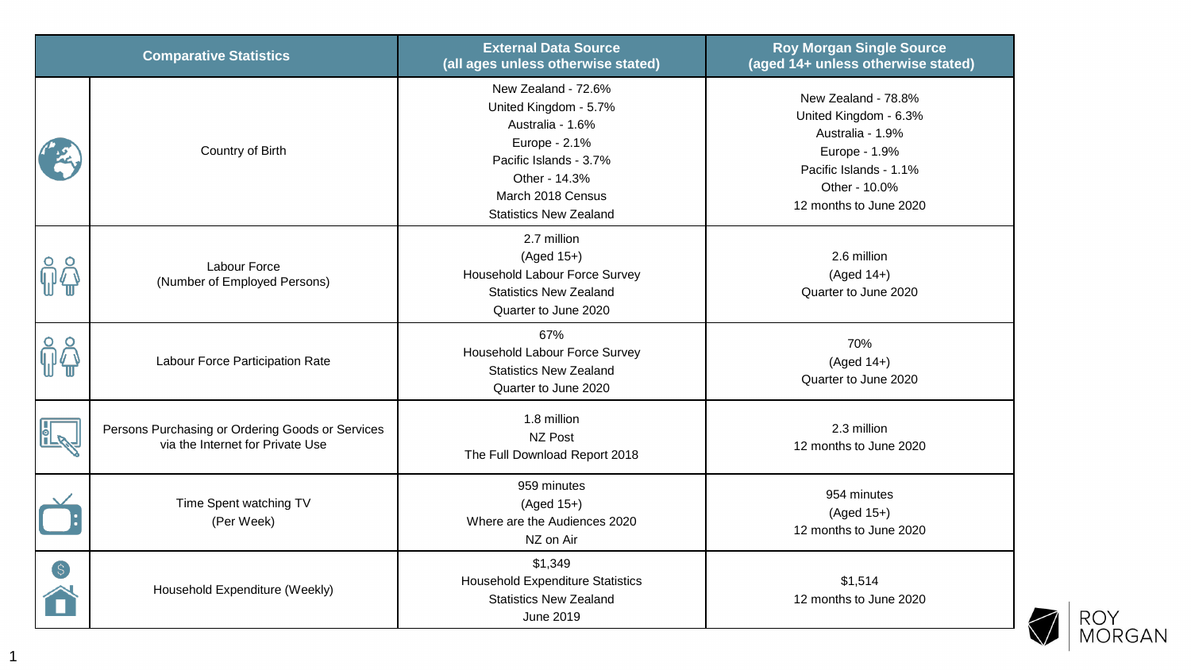| Comparative Statistics | | External Data Source (all ages unless otherwise stated) | Roy Morgan Single Source (aged 14+ unless otherwise stated) |
|---|---|---|---|
| | Country of Birth | New Zealand - 72.6%<br>United Kingdom - 5.7%<br>Australia - 1.6%<br>Europe - 2.1%<br>Pacific Islands - 3.7%<br>Other - 14.3%<br>March 2018 Census<br>Statistics New Zealand | New Zealand - 78.8%<br>United Kingdom - 6.3%<br>Australia - 1.9%<br>Europe - 1.9%<br>Pacific Islands - 1.1%<br>Other - 10.0%<br>12 months to June 2020 |
| | Labour Force (Number of Employed Persons) | 2.7 million<br>(Aged 15+)<br>Household Labour Force Survey<br>Statistics New Zealand<br>Quarter to June 2020 | 2.6 million<br>(Aged 14+)<br>Quarter to June 2020 |
| | Labour Force Participation Rate | 67%<br>Household Labour Force Survey<br>Statistics New Zealand<br>Quarter to June 2020 | 70%<br>(Aged 14+)<br>Quarter to June 2020 |
| | Persons Purchasing or Ordering Goods or Services via the Internet for Private Use | 1.8 million<br>NZ Post<br>The Full Download Report 2018 | 2.3 million<br>12 months to June 2020 |
| | Time Spent watching TV (Per Week) | 959 minutes<br>(Aged 15+)<br>Where are the Audiences 2020<br>NZ on Air | 954 minutes<br>(Aged 15+)<br>12 months to June 2020 |
| | Household Expenditure (Weekly) | $1,349<br>Household Expenditure Statistics<br>Statistics New Zealand<br>June 2019 | $1,514<br>12 months to June 2020 |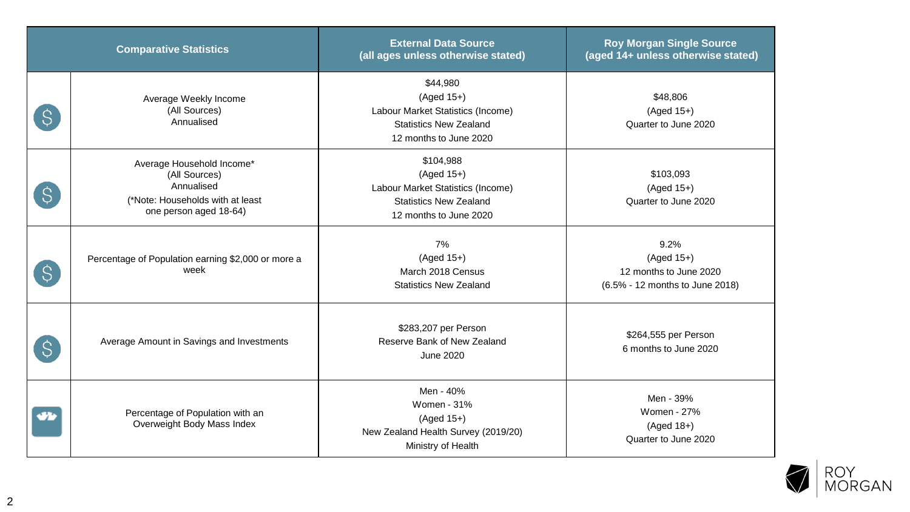| Comparative Statistics | External Data Source (all ages unless otherwise stated) | Roy Morgan Single Source (aged 14+ unless otherwise stated) |
|---|---|---|
| Average Weekly Income (All Sources) Annualised | $44,980<br>(Aged 15+)<br>Labour Market Statistics (Income)<br>Statistics New Zealand<br>12 months to June 2020 | $48,806<br>(Aged 15+)<br>Quarter to June 2020 |
| Average Household Income* (All Sources) Annualised<br>(*Note: Households with at least one person aged 18-64) | $104,988<br>(Aged 15+)<br>Labour Market Statistics (Income)<br>Statistics New Zealand<br>12 months to June 2020 | $103,093<br>(Aged 15+)<br>Quarter to June 2020 |
| Percentage of Population earning $2,000 or more a week | 7%<br>(Aged 15+)<br>March 2018 Census<br>Statistics New Zealand | 9.2%<br>(Aged 15+)<br>12 months to June 2020<br>(6.5% - 12 months to June 2018) |
| Average Amount in Savings and Investments | $283,207 per Person<br>Reserve Bank of New Zealand<br>June 2020 | $264,555 per Person<br>6 months to June 2020 |
| Percentage of Population with an Overweight Body Mass Index | Men - 40%<br>Women - 31%<br>(Aged 15+)<br>New Zealand Health Survey (2019/20)<br>Ministry of Health | Men - 39%<br>Women - 27%<br>(Aged 18+)<br>Quarter to June 2020 |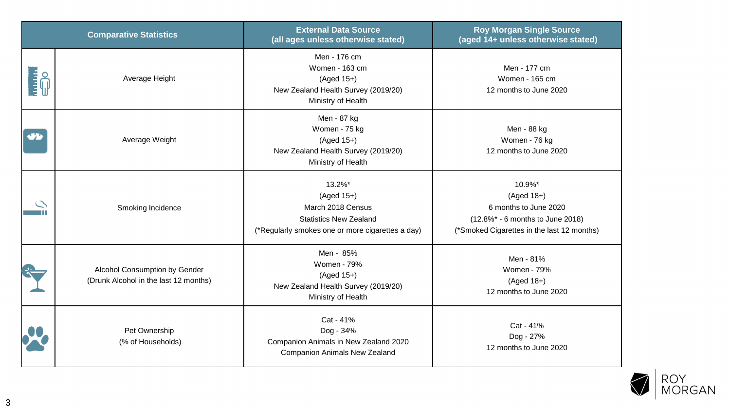| Comparative Statistics | External Data Source (all ages unless otherwise stated) | Roy Morgan Single Source (aged 14+ unless otherwise stated) |
|---|---|---|
| Average Height | Men - 176 cm<br>Women - 163 cm<br>(Aged 15+)<br>New Zealand Health Survey (2019/20)<br>Ministry of Health | Men - 177 cm<br>Women - 165 cm<br>12 months to June 2020 |
| Average Weight | Men - 87 kg<br>Women - 75 kg<br>(Aged 15+)<br>New Zealand Health Survey (2019/20)<br>Ministry of Health | Men - 88 kg<br>Women - 76 kg<br>12 months to June 2020 |
| Smoking Incidence | 13.2%*<br>(Aged 15+)<br>March 2018 Census<br>Statistics New Zealand<br>(*Regularly smokes one or more cigarettes a day) | 10.9%*<br>(Aged 18+)<br>6 months to June 2020<br>(12.8%* - 6 months to June 2018)<br>(*Smoked Cigarettes in the last 12 months) |
| Alcohol Consumption by Gender<br>(Drunk Alcohol in the last 12 months) | Men - 85%<br>Women - 79%<br>(Aged 15+)<br>New Zealand Health Survey (2019/20)<br>Ministry of Health | Men - 81%<br>Women - 79%<br>(Aged 18+)<br>12 months to June 2020 |
| Pet Ownership<br>(% of Households) | Cat - 41%<br>Dog - 34%<br>Companion Animals in New Zealand 2020<br>Companion Animals New Zealand | Cat - 41%<br>Dog - 27%<br>12 months to June 2020 |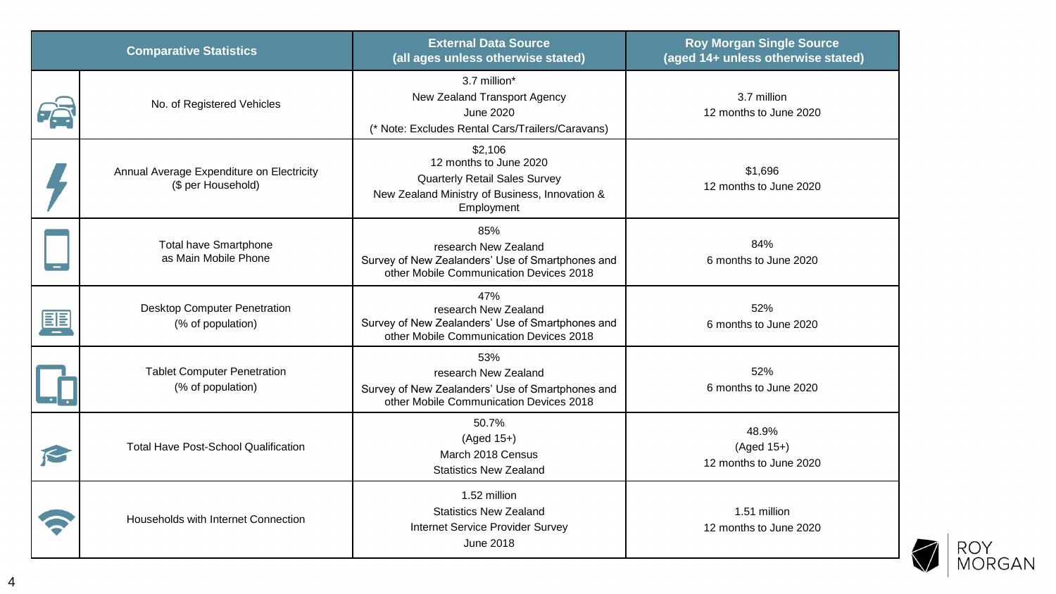| Comparative Statistics | | External Data Source (all ages unless otherwise stated) | Roy Morgan Single Source (aged 14+ unless otherwise stated) |
|---|---|---|---|
| | No. of Registered Vehicles | 3.7 million* New Zealand Transport Agency June 2020 (* Note: Excludes Rental Cars/Trailers/Caravans) | 3.7 million 12 months to June 2020 |
| | Annual Average Expenditure on Electricity ($ per Household) | $2,106 12 months to June 2020 Quarterly Retail Sales Survey New Zealand Ministry of Business, Innovation & Employment | $1,696 12 months to June 2020 |
| | Total have Smartphone as Main Mobile Phone | 85% research New Zealand Survey of New Zealanders' Use of Smartphones and other Mobile Communication Devices 2018 | 84% 6 months to June 2020 |
| | Desktop Computer Penetration (% of population) | 47% research New Zealand Survey of New Zealanders' Use of Smartphones and other Mobile Communication Devices 2018 | 52% 6 months to June 2020 |
| | Tablet Computer Penetration (% of population) | 53% research New Zealand Survey of New Zealanders' Use of Smartphones and other Mobile Communication Devices 2018 | 52% 6 months to June 2020 |
| | Total Have Post-School Qualification | 50.7% (Aged 15+) March 2018 Census Statistics New Zealand | 48.9% (Aged 15+) 12 months to June 2020 |
| | Households with Internet Connection | 1.52 million Statistics New Zealand Internet Service Provider Survey June 2018 | 1.51 million 12 months to June 2020 |

ROY MORGAN